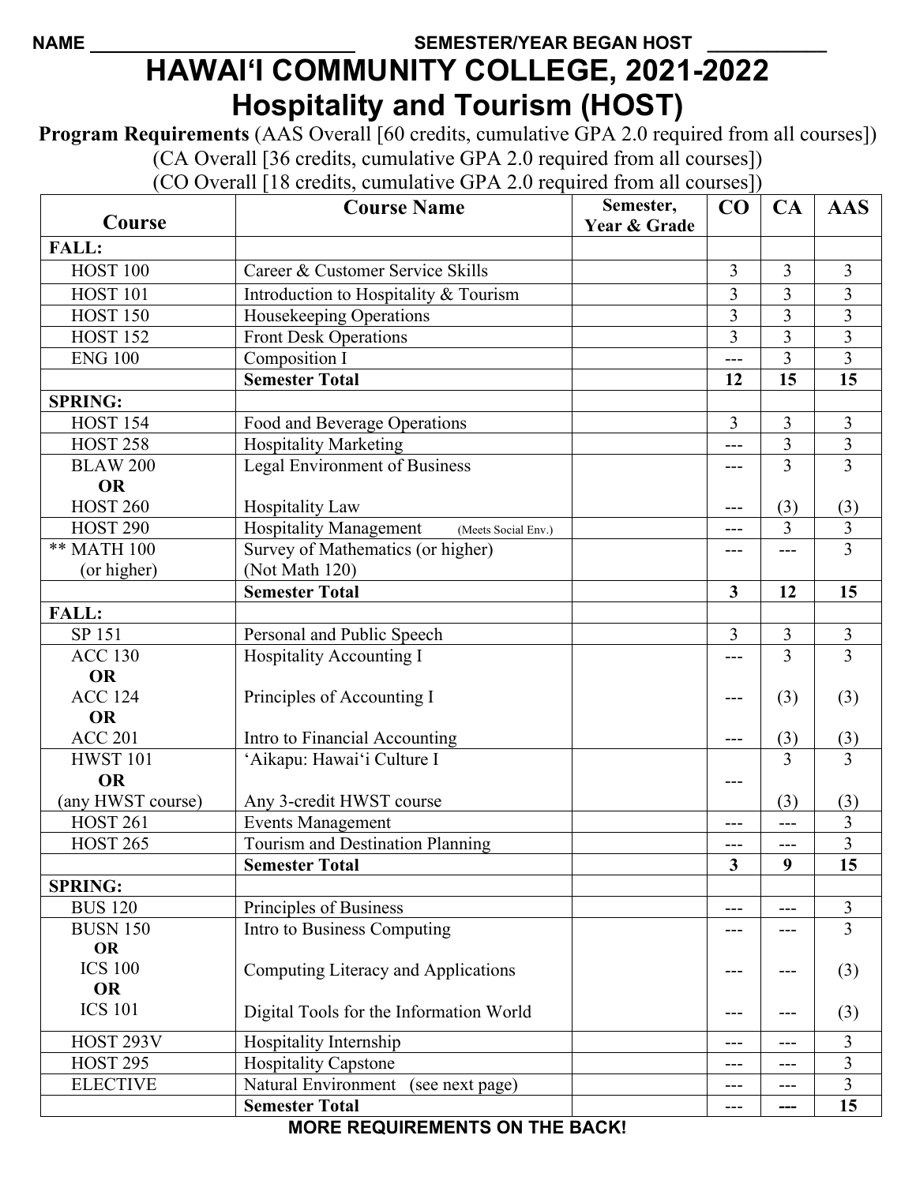NAME ______________________ SEMESTER/YEAR BEGAN HOST ___________

# HAWAIʻI COMMUNITY COLLEGE, 2021-2022
# Hospitality and Tourism (HOST)

**Program Requirements** (AAS Overall [60 credits, cumulative GPA 2.0 required from all courses])
(CA Overall [36 credits, cumulative GPA 2.0 required from all courses])
(CO Overall [18 credits, cumulative GPA 2.0 required from all courses])

| Course | Course Name | Semester, Year & Grade | CO | CA | AAS |
|---|---|---|---|---|---|
| **FALL:** | | | | | |
| HOST 100 | Career & Customer Service Skills | | 3 | 3 | 3 |
| HOST 101 | Introduction to Hospitality & Tourism | | 3 | 3 | 3 |
| HOST 150 | Housekeeping Operations | | 3 | 3 | 3 |
| HOST 152 | Front Desk Operations | | 3 | 3 | 3 |
| ENG 100 | Composition I | | --- | 3 | 3 |
| | **Semester Total** | | **12** | **15** | **15** |
| **SPRING:** | | | | | |
| HOST 154 | Food and Beverage Operations | | 3 | 3 | 3 |
| HOST 258 | Hospitality Marketing | | --- | 3 | 3 |
| BLAW 200 | Legal Environment of Business | | --- | 3 | 3 |
| **OR** | | | | | |
| HOST 260 | Hospitality Law | | --- | (3) | (3) |
| HOST 290 | Hospitality Management (Meets Social Env.) | | --- | 3 | 3 |
| ** MATH 100 (or higher) | Survey of Mathematics (or higher) (Not Math 120) | | --- | --- | 3 |
| | **Semester Total** | | **3** | **12** | **15** |
| **FALL:** | | | | | |
| SP 151 | Personal and Public Speech | | 3 | 3 | 3 |
| ACC 130 | Hospitality Accounting I | | --- | 3 | 3 |
| **OR** | | | | | |
| ACC 124 | Principles of Accounting I | | --- | (3) | (3) |
| **OR** | | | | | |
| ACC 201 | Intro to Financial Accounting | | --- | (3) | (3) |
| HWST 101 | ʻAikapu: Hawaiʻi Culture I | | --- | 3 | 3 |
| **OR** | | | | | |
| (any HWST course) | Any 3-credit HWST course | | | (3) | (3) |
| HOST 261 | Events Management | | --- | --- | 3 |
| HOST 265 | Tourism and Destination Planning | | --- | --- | 3 |
| | **Semester Total** | | **3** | **9** | **15** |
| **SPRING:** | | | | | |
| BUS 120 | Principles of Business | | --- | --- | 3 |
| BUSN 150 | Intro to Business Computing | | --- | --- | 3 |
| **OR** | | | | | |
| ICS 100 | Computing Literacy and Applications | | --- | --- | (3) |
| **OR** | | | | | |
| ICS 101 | Digital Tools for the Information World | | --- | --- | (3) |
| HOST 293V | Hospitality Internship | | --- | --- | 3 |
| HOST 295 | Hospitality Capstone | | --- | --- | 3 |
| ELECTIVE | Natural Environment (see next page) | | --- | --- | 3 |
| | **Semester Total** | | --- | **---** | **15** |

**MORE REQUIREMENTS ON THE BACK!**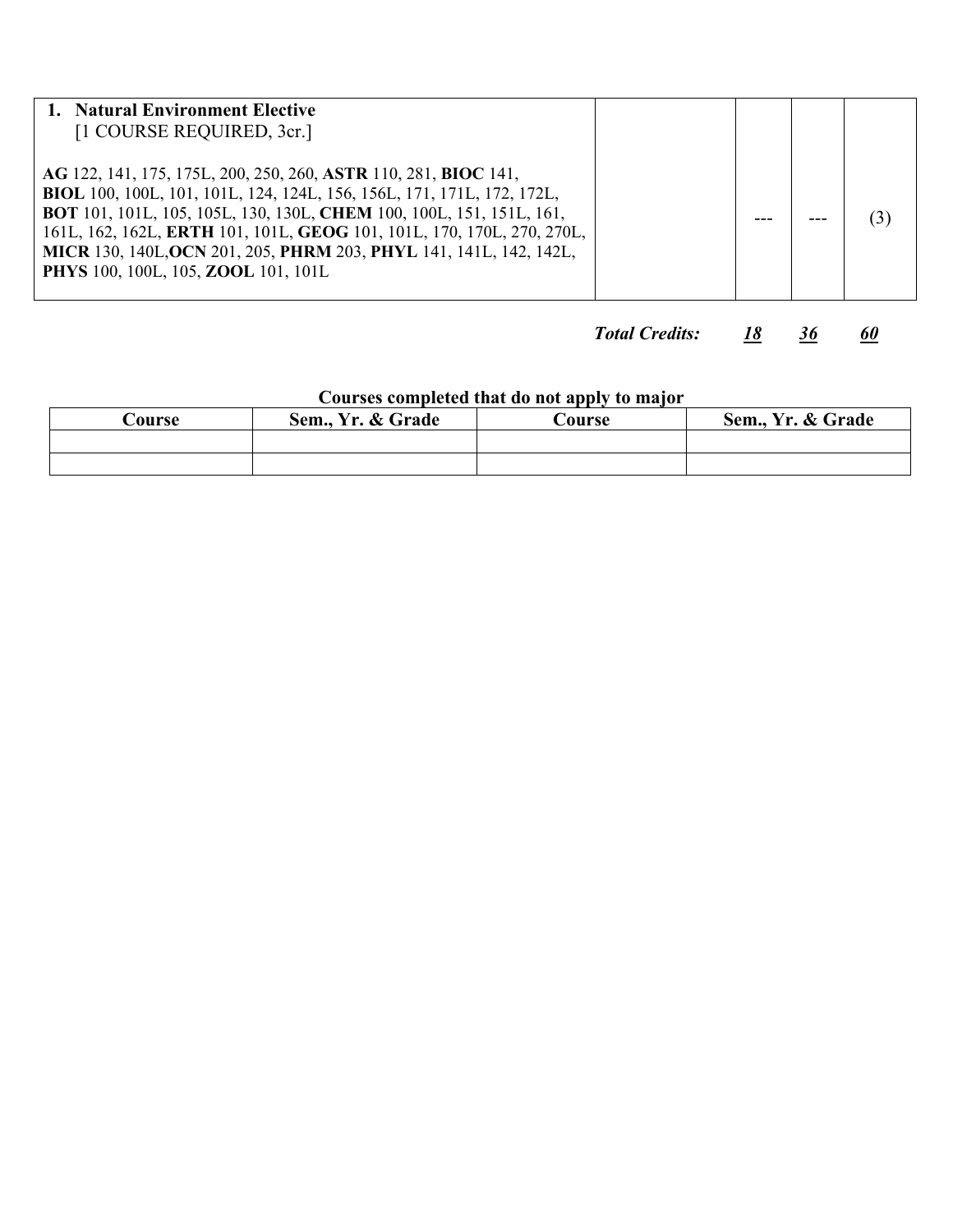| | | | | |
|---|---|---|---|---|
| **1. Natural Environment Elective**<br>[1 COURSE REQUIRED, 3cr.]<br><br>**AG** 122, 141, 175, 175L, 200, 250, 260, **ASTR** 110, 281, **BIOC** 141, **BIOL** 100, 100L, 101, 101L, 124, 124L, 156, 156L, 171, 171L, 172, 172L, **BOT** 101, 101L, 105, 105L, 130, 130L, **CHEM** 100, 100L, 151, 151L, 161, 161L, 162, 162L, **ERTH** 101, 101L, **GEOG** 101, 101L, 170, 170L, 270, 270L, **MICR** 130, 140L,**OCN** 201, 205, **PHRM** 203, **PHYL** 141, 141L, 142, 142L, **PHYS** 100, 100L, 105, **ZOOL** 101, 101L | | --- | --- | (3) |

***Total Credits:*** ***18*** ***36*** ***60***

**Courses completed that do not apply to major**

| Course | Sem., Yr. & Grade | Course | Sem., Yr. & Grade |
|---|---|---|---|
| | | | |
| | | | |